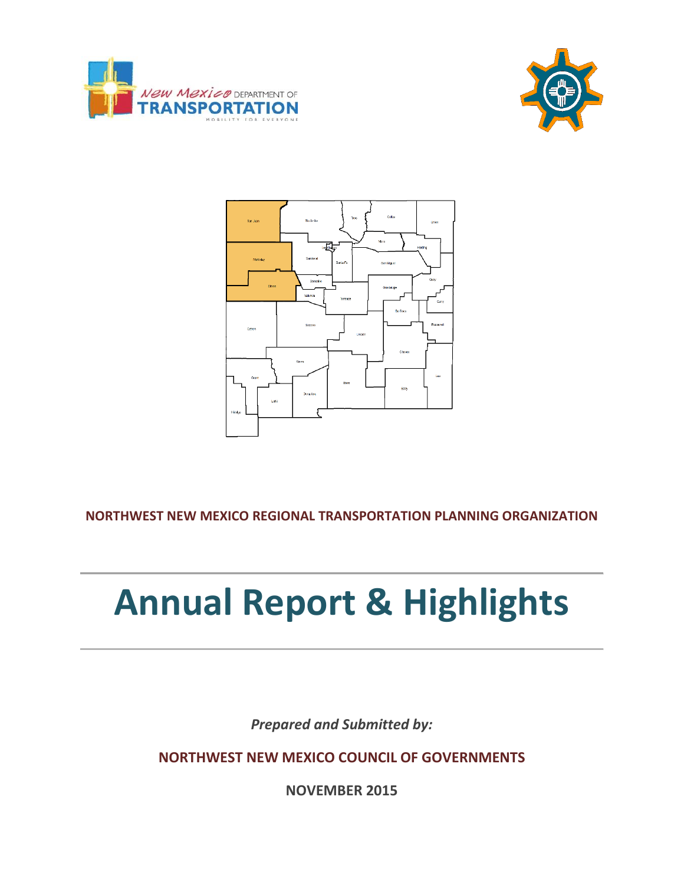NORTHWEST NEW MEXICO REGIONAL TRANSPORTATION PLANNING ORGANIZATION

# Annual Report & Highlights

*Prepared and Submitted by:*

**NORTHWEST NEW MEXICO COUNCIL OF GOVERNMENTS**

**NOVEMBER 2015**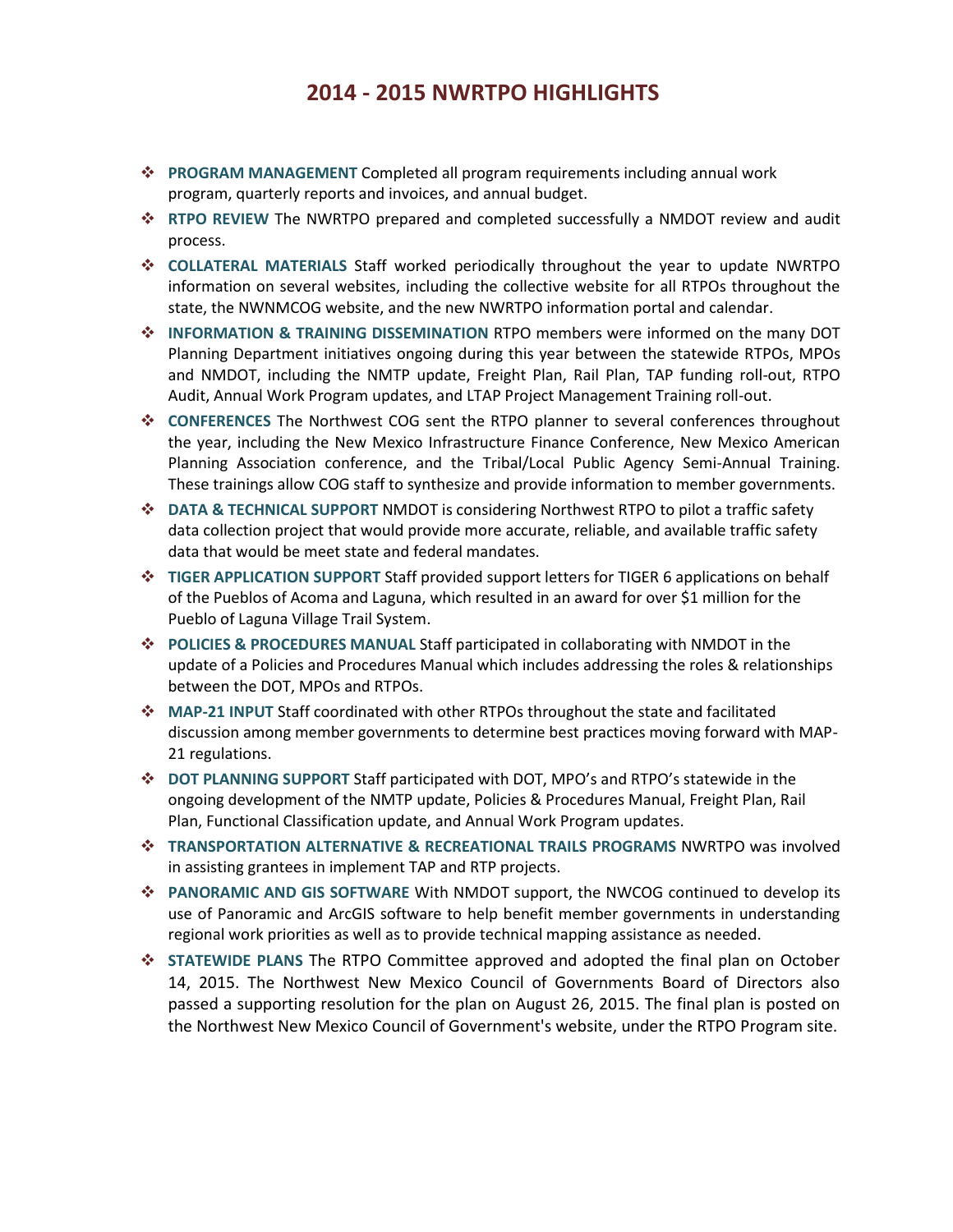# 2014 - 2015 NWRTPO HIGHLIGHTS

- **PROGRAM MANAGEMENT** Completed all program requirements including annual work program, quarterly reports and invoices, and annual budget.
- **RTPO REVIEW** The NWRTPO prepared and completed successfully a NMDOT review and audit process.
- **COLLATERAL MATERIALS** Staff worked periodically throughout the year to update NWRTPO information on several websites, including the collective website for all RTPOs throughout the state, the NWNMCOG website, and the new NWRTPO information portal and calendar.
- **INFORMATION & TRAINING DISSEMINATION** RTPO members were informed on the many DOT Planning Department initiatives ongoing during this year between the statewide RTPOs, MPOs and NMDOT, including the NMTP update, Freight Plan, Rail Plan, TAP funding roll-out, RTPO Audit, Annual Work Program updates, and LTAP Project Management Training roll-out.
- **CONFERENCES** The Northwest COG sent the RTPO planner to several conferences throughout the year, including the New Mexico Infrastructure Finance Conference, New Mexico American Planning Association conference, and the Tribal/Local Public Agency Semi-Annual Training. These trainings allow COG staff to synthesize and provide information to member governments.
- **DATA & TECHNICAL SUPPORT** NMDOT is considering Northwest RTPO to pilot a traffic safety data collection project that would provide more accurate, reliable, and available traffic safety data that would be meet state and federal mandates.
- **TIGER APPLICATION SUPPORT** Staff provided support letters for TIGER 6 applications on behalf of the Pueblos of Acoma and Laguna, which resulted in an award for over $1 million for the Pueblo of Laguna Village Trail System.
- **POLICIES & PROCEDURES MANUAL** Staff participated in collaborating with NMDOT in the update of a Policies and Procedures Manual which includes addressing the roles & relationships between the DOT, MPOs and RTPOs.
- **MAP-21 INPUT** Staff coordinated with other RTPOs throughout the state and facilitated discussion among member governments to determine best practices moving forward with MAP-21 regulations.
- **DOT PLANNING SUPPORT** Staff participated with DOT, MPO's and RTPO's statewide in the ongoing development of the NMTP update, Policies & Procedures Manual, Freight Plan, Rail Plan, Functional Classification update, and Annual Work Program updates.
- **TRANSPORTATION ALTERNATIVE & RECREATIONAL TRAILS PROGRAMS** NWRTPO was involved in assisting grantees in implement TAP and RTP projects.
- **PANORAMIC AND GIS SOFTWARE** With NMDOT support, the NWCOG continued to develop its use of Panoramic and ArcGIS software to help benefit member governments in understanding regional work priorities as well as to provide technical mapping assistance as needed.
- **STATEWIDE PLANS** The RTPO Committee approved and adopted the final plan on October 14, 2015. The Northwest New Mexico Council of Governments Board of Directors also passed a supporting resolution for the plan on August 26, 2015. The final plan is posted on the Northwest New Mexico Council of Government's website, under the RTPO Program site.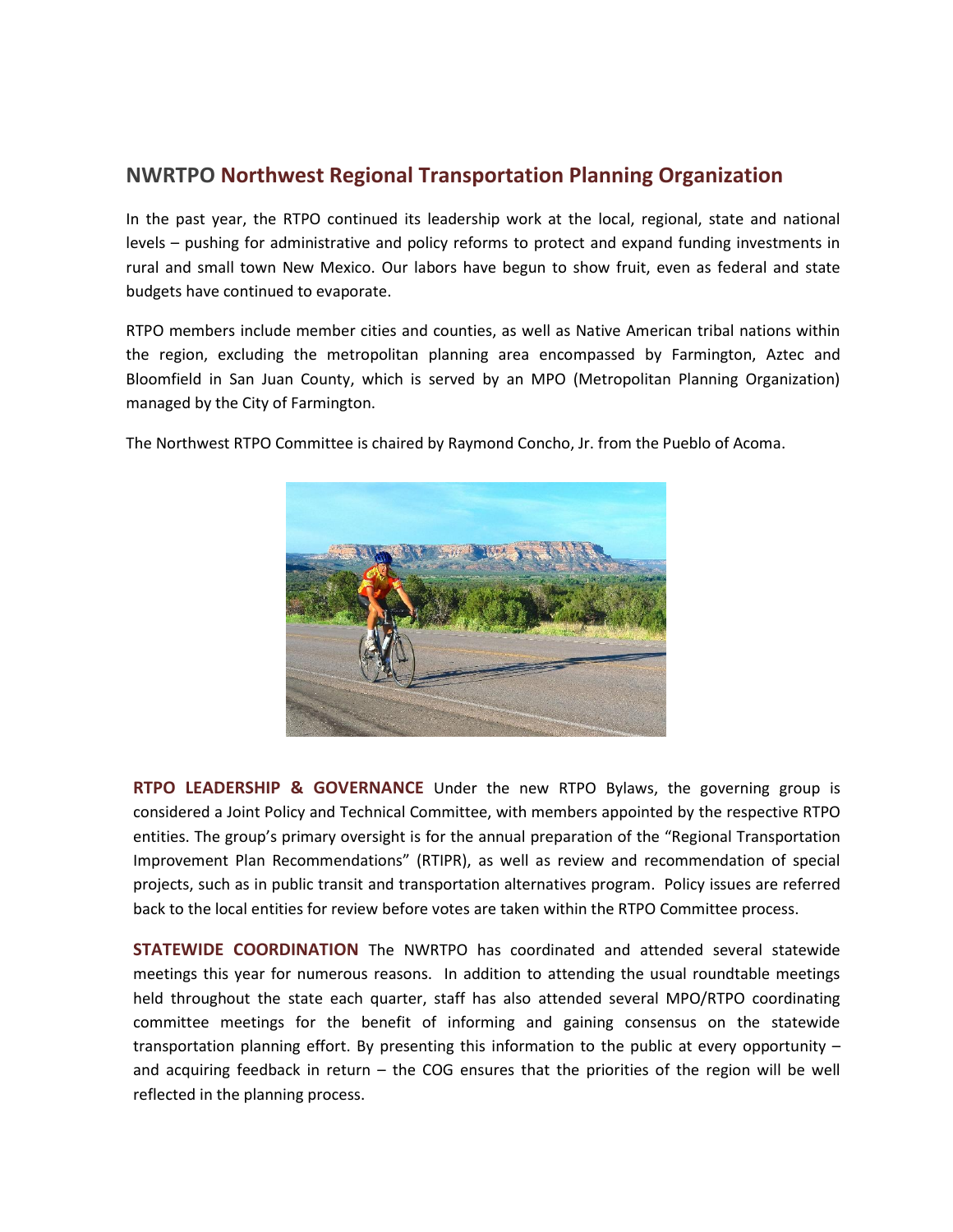## NWRTPO Northwest Regional Transportation Planning Organization

In the past year, the RTPO continued its leadership work at the local, regional, state and national levels – pushing for administrative and policy reforms to protect and expand funding investments in rural and small town New Mexico. Our labors have begun to show fruit, even as federal and state budgets have continued to evaporate.

RTPO members include member cities and counties, as well as Native American tribal nations within the region, excluding the metropolitan planning area encompassed by Farmington, Aztec and Bloomfield in San Juan County, which is served by an MPO (Metropolitan Planning Organization) managed by the City of Farmington.

The Northwest RTPO Committee is chaired by Raymond Concho, Jr. from the Pueblo of Acoma.

**RTPO LEADERSHIP & GOVERNANCE** Under the new RTPO Bylaws, the governing group is considered a Joint Policy and Technical Committee, with members appointed by the respective RTPO entities. The group's primary oversight is for the annual preparation of the "Regional Transportation Improvement Plan Recommendations" (RTIPR), as well as review and recommendation of special projects, such as in public transit and transportation alternatives program. Policy issues are referred back to the local entities for review before votes are taken within the RTPO Committee process.

**STATEWIDE COORDINATION** The NWRTPO has coordinated and attended several statewide meetings this year for numerous reasons. In addition to attending the usual roundtable meetings held throughout the state each quarter, staff has also attended several MPO/RTPO coordinating committee meetings for the benefit of informing and gaining consensus on the statewide transportation planning effort. By presenting this information to the public at every opportunity – and acquiring feedback in return – the COG ensures that the priorities of the region will be well reflected in the planning process.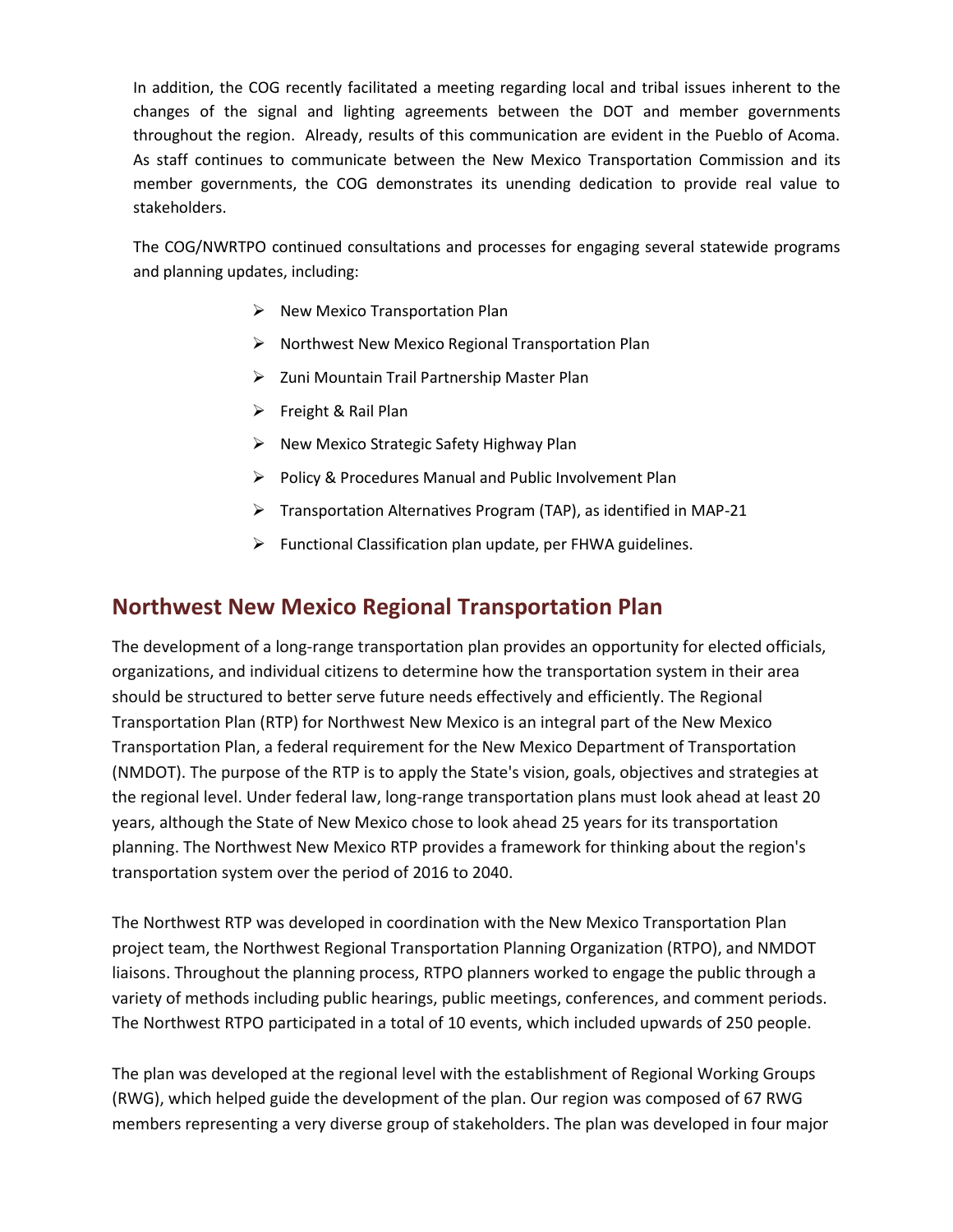In addition, the COG recently facilitated a meeting regarding local and tribal issues inherent to the changes of the signal and lighting agreements between the DOT and member governments throughout the region. Already, results of this communication are evident in the Pueblo of Acoma. As staff continues to communicate between the New Mexico Transportation Commission and its member governments, the COG demonstrates its unending dedication to provide real value to stakeholders.

The COG/NWRTPO continued consultations and processes for engaging several statewide programs and planning updates, including:

- New Mexico Transportation Plan
- Northwest New Mexico Regional Transportation Plan
- Zuni Mountain Trail Partnership Master Plan
- Freight & Rail Plan
- New Mexico Strategic Safety Highway Plan
- Policy & Procedures Manual and Public Involvement Plan
- Transportation Alternatives Program (TAP), as identified in MAP-21
- Functional Classification plan update, per FHWA guidelines.

## Northwest New Mexico Regional Transportation Plan

The development of a long-range transportation plan provides an opportunity for elected officials, organizations, and individual citizens to determine how the transportation system in their area should be structured to better serve future needs effectively and efficiently. The Regional Transportation Plan (RTP) for Northwest New Mexico is an integral part of the New Mexico Transportation Plan, a federal requirement for the New Mexico Department of Transportation (NMDOT). The purpose of the RTP is to apply the State's vision, goals, objectives and strategies at the regional level. Under federal law, long-range transportation plans must look ahead at least 20 years, although the State of New Mexico chose to look ahead 25 years for its transportation planning. The Northwest New Mexico RTP provides a framework for thinking about the region's transportation system over the period of 2016 to 2040.

The Northwest RTP was developed in coordination with the New Mexico Transportation Plan project team, the Northwest Regional Transportation Planning Organization (RTPO), and NMDOT liaisons. Throughout the planning process, RTPO planners worked to engage the public through a variety of methods including public hearings, public meetings, conferences, and comment periods. The Northwest RTPO participated in a total of 10 events, which included upwards of 250 people.

The plan was developed at the regional level with the establishment of Regional Working Groups (RWG), which helped guide the development of the plan. Our region was composed of 67 RWG members representing a very diverse group of stakeholders. The plan was developed in four major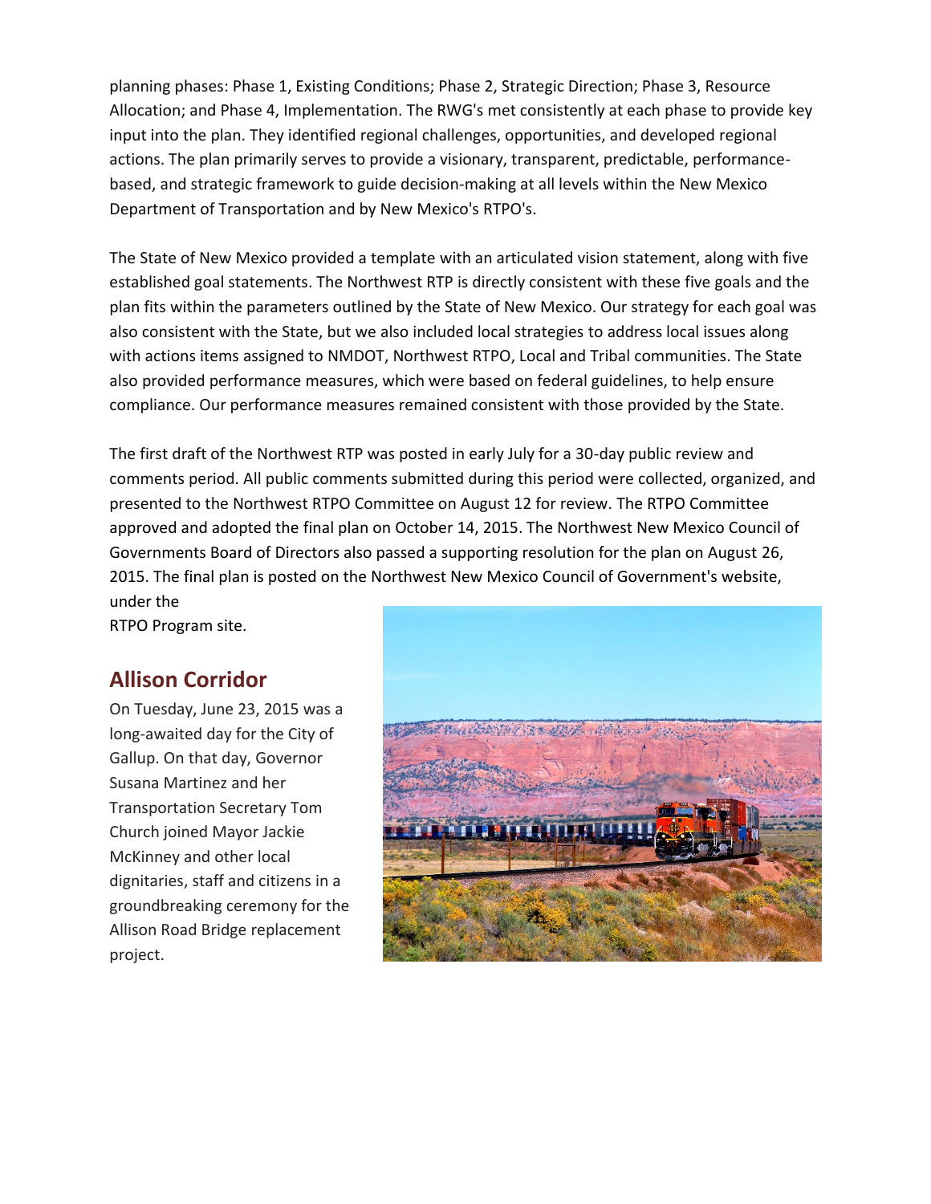planning phases: Phase 1, Existing Conditions; Phase 2, Strategic Direction; Phase 3, Resource Allocation; and Phase 4, Implementation. The RWG's met consistently at each phase to provide key input into the plan. They identified regional challenges, opportunities, and developed regional actions. The plan primarily serves to provide a visionary, transparent, predictable, performance-based, and strategic framework to guide decision-making at all levels within the New Mexico Department of Transportation and by New Mexico's RTPO's.

The State of New Mexico provided a template with an articulated vision statement, along with five established goal statements. The Northwest RTP is directly consistent with these five goals and the plan fits within the parameters outlined by the State of New Mexico. Our strategy for each goal was also consistent with the State, but we also included local strategies to address local issues along with actions items assigned to NMDOT, Northwest RTPO, Local and Tribal communities. The State also provided performance measures, which were based on federal guidelines, to help ensure compliance. Our performance measures remained consistent with those provided by the State.

The first draft of the Northwest RTP was posted in early July for a 30-day public review and comments period. All public comments submitted during this period were collected, organized, and presented to the Northwest RTPO Committee on August 12 for review. The RTPO Committee approved and adopted the final plan on October 14, 2015. The Northwest New Mexico Council of Governments Board of Directors also passed a supporting resolution for the plan on August 26, 2015. The final plan is posted on the Northwest New Mexico Council of Government's website, under the RTPO Program site.

## Allison Corridor

On Tuesday, June 23, 2015 was a long-awaited day for the City of Gallup. On that day, Governor Susana Martinez and her Transportation Secretary Tom Church joined Mayor Jackie McKinney and other local dignitaries, staff and citizens in a groundbreaking ceremony for the Allison Road Bridge replacement project.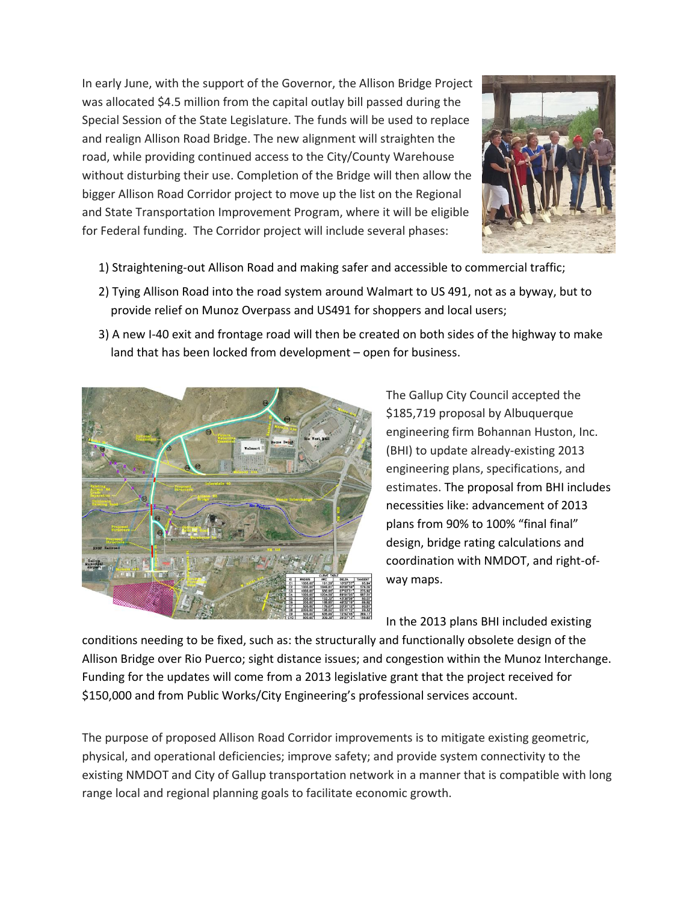In early June, with the support of the Governor, the Allison Bridge Project was allocated $4.5 million from the capital outlay bill passed during the Special Session of the State Legislature. The funds will be used to replace and realign Allison Road Bridge. The new alignment will straighten the road, while providing continued access to the City/County Warehouse without disturbing their use. Completion of the Bridge will then allow the bigger Allison Road Corridor project to move up the list on the Regional and State Transportation Improvement Program, where it will be eligible for Federal funding. The Corridor project will include several phases:

1) Straightening-out Allison Road and making safer and accessible to commercial traffic;
2) Tying Allison Road into the road system around Walmart to US 491, not as a byway, but to provide relief on Munoz Overpass and US491 for shoppers and local users;
3) A new I-40 exit and frontage road will then be created on both sides of the highway to make land that has been locked from development – open for business.

The Gallup City Council accepted the $185,719 proposal by Albuquerque engineering firm Bohannan Huston, Inc. (BHI) to update already-existing 2013 engineering plans, specifications, and estimates. The proposal from BHI includes necessities like: advancement of 2013 plans from 90% to 100% "final final" design, bridge rating calculations and coordination with NMDOT, and right-of-way maps.

In the 2013 plans BHI included existing conditions needing to be fixed, such as: the structurally and functionally obsolete design of the Allison Bridge over Rio Puerco; sight distance issues; and congestion within the Munoz Interchange. Funding for the updates will come from a 2013 legislative grant that the project received for $150,000 and from Public Works/City Engineering's professional services account.

The purpose of proposed Allison Road Corridor improvements is to mitigate existing geometric, physical, and operational deficiencies; improve safety; and provide system connectivity to the existing NMDOT and City of Gallup transportation network in a manner that is compatible with long range local and regional planning goals to facilitate economic growth.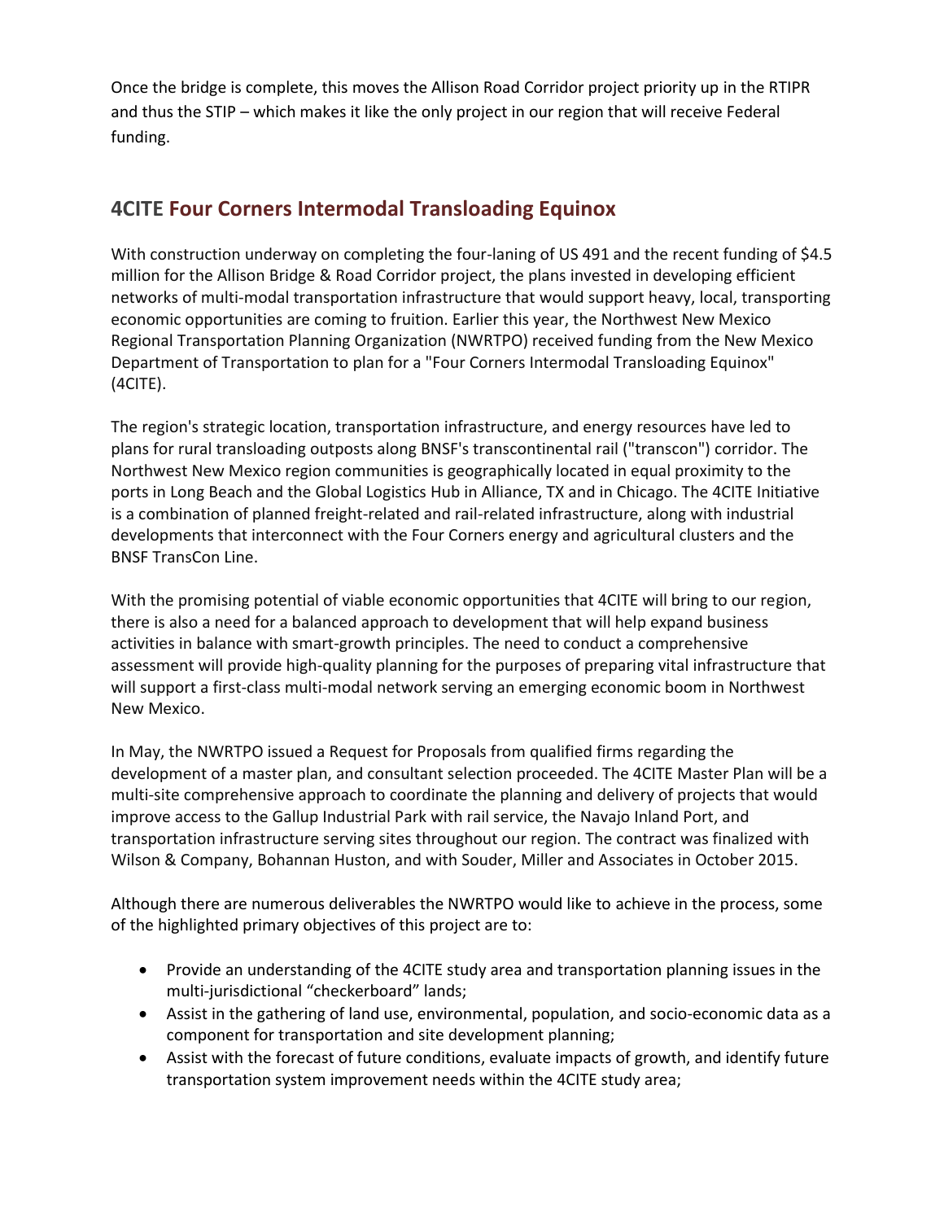Once the bridge is complete, this moves the Allison Road Corridor project priority up in the RTIPR and thus the STIP – which makes it like the only project in our region that will receive Federal funding.

## 4CITE Four Corners Intermodal Transloading Equinox

With construction underway on completing the four-laning of US 491 and the recent funding of $4.5 million for the Allison Bridge & Road Corridor project, the plans invested in developing efficient networks of multi-modal transportation infrastructure that would support heavy, local, transporting economic opportunities are coming to fruition. Earlier this year, the Northwest New Mexico Regional Transportation Planning Organization (NWRTPO) received funding from the New Mexico Department of Transportation to plan for a "Four Corners Intermodal Transloading Equinox" (4CITE).

The region's strategic location, transportation infrastructure, and energy resources have led to plans for rural transloading outposts along BNSF's transcontinental rail ("transcon") corridor. The Northwest New Mexico region communities is geographically located in equal proximity to the ports in Long Beach and the Global Logistics Hub in Alliance, TX and in Chicago. The 4CITE Initiative is a combination of planned freight-related and rail-related infrastructure, along with industrial developments that interconnect with the Four Corners energy and agricultural clusters and the BNSF TransCon Line.

With the promising potential of viable economic opportunities that 4CITE will bring to our region, there is also a need for a balanced approach to development that will help expand business activities in balance with smart-growth principles. The need to conduct a comprehensive assessment will provide high-quality planning for the purposes of preparing vital infrastructure that will support a first-class multi-modal network serving an emerging economic boom in Northwest New Mexico.

In May, the NWRTPO issued a Request for Proposals from qualified firms regarding the development of a master plan, and consultant selection proceeded. The 4CITE Master Plan will be a multi-site comprehensive approach to coordinate the planning and delivery of projects that would improve access to the Gallup Industrial Park with rail service, the Navajo Inland Port, and transportation infrastructure serving sites throughout our region. The contract was finalized with Wilson & Company, Bohannan Huston, and with Souder, Miller and Associates in October 2015.

Although there are numerous deliverables the NWRTPO would like to achieve in the process, some of the highlighted primary objectives of this project are to:

- Provide an understanding of the 4CITE study area and transportation planning issues in the multi-jurisdictional "checkerboard" lands;
- Assist in the gathering of land use, environmental, population, and socio-economic data as a component for transportation and site development planning;
- Assist with the forecast of future conditions, evaluate impacts of growth, and identify future transportation system improvement needs within the 4CITE study area;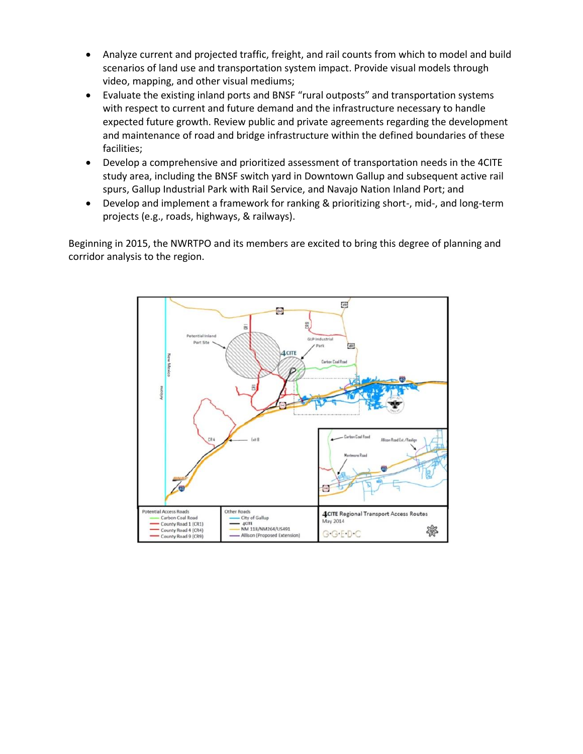- Analyze current and projected traffic, freight, and rail counts from which to model and build scenarios of land use and transportation system impact. Provide visual models through video, mapping, and other visual mediums;
- Evaluate the existing inland ports and BNSF "rural outposts" and transportation systems with respect to current and future demand and the infrastructure necessary to handle expected future growth. Review public and private agreements regarding the development and maintenance of road and bridge infrastructure within the defined boundaries of these facilities;
- Develop a comprehensive and prioritized assessment of transportation needs in the 4CITE study area, including the BNSF switch yard in Downtown Gallup and subsequent active rail spurs, Gallup Industrial Park with Rail Service, and Navajo Nation Inland Port; and
- Develop and implement a framework for ranking & prioritizing short-, mid-, and long-term projects (e.g., roads, highways, & railways).

Beginning in 2015, the NWRTPO and its members are excited to bring this degree of planning and corridor analysis to the region.

Potential Inland Port Site
GLP Industrial Park
4CITE
Carbon Coal Road
New Mexico
Arizona
CR1
CR9
CR4
Exit 8
Carbon Coal Road
Allison Road Ext./Realign
Mentmore Road

Potential Access Roads
Carbon Coal Road
County Road 1 (CR1)
County Road 4 (CR4)
County Road 9 (CR9)

Other Roads
City of Gallup
4CITE
NM 118/NM264/US491
Allison (Proposed Extension)

4CITE Regional Transport Access Routes
May 2014
G·G·E·D·C